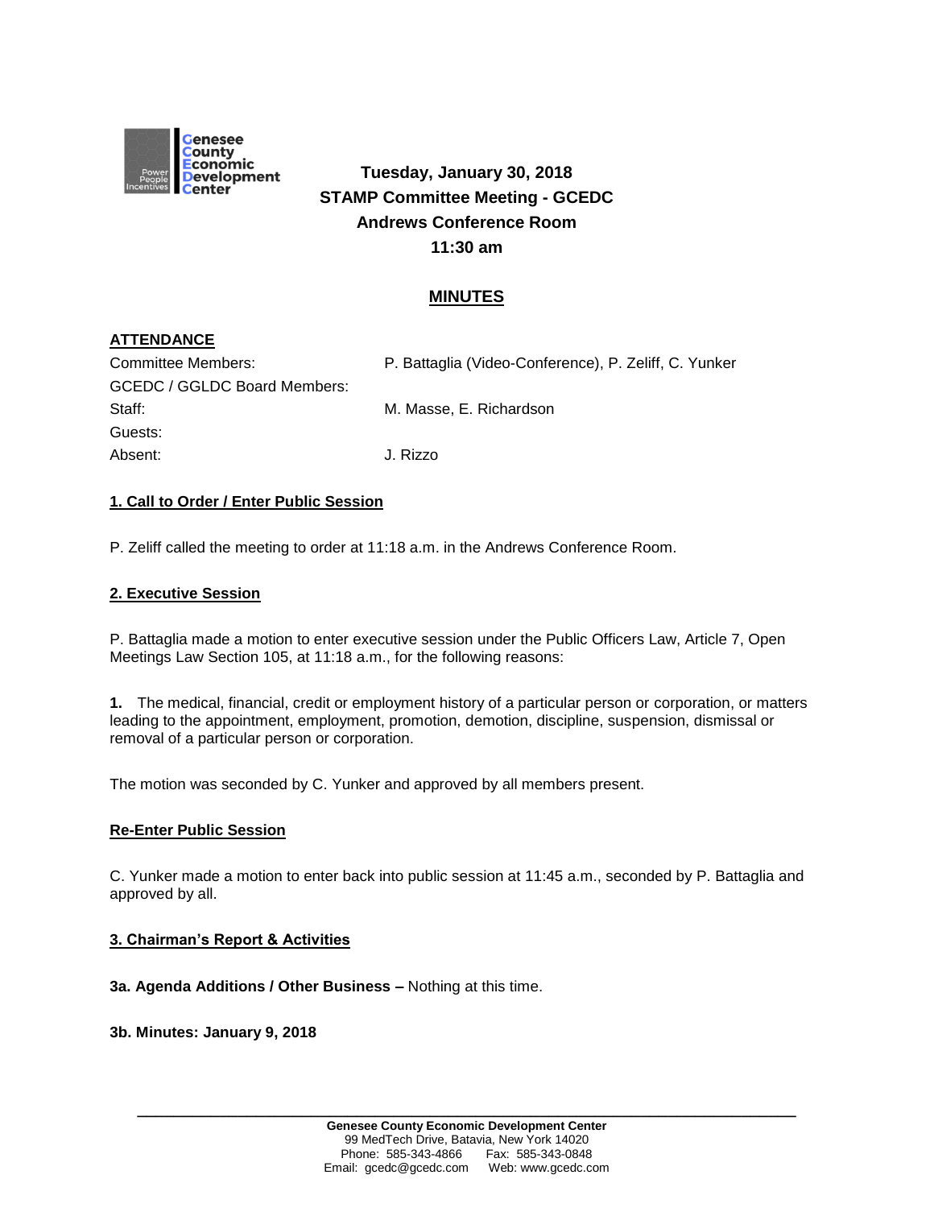**Tuesday, January 30, 2018**
**STAMP Committee Meeting - GCEDC**
**Andrews Conference Room**
**11:30 am**

## MINUTES

**ATTENDANCE**

| | |
|---|---|
| Committee Members: | P. Battaglia (Video-Conference), P. Zeliff, C. Yunker |
| GCEDC / GGLDC Board Members: | |
| Staff: | M. Masse, E. Richardson |
| Guests: | |
| Absent: | J. Rizzo |

**1. Call to Order / Enter Public Session**

P. Zeliff called the meeting to order at 11:18 a.m. in the Andrews Conference Room.

**2. Executive Session**

P. Battaglia made a motion to enter executive session under the Public Officers Law, Article 7, Open Meetings Law Section 105, at 11:18 a.m., for the following reasons:

**1.** The medical, financial, credit or employment history of a particular person or corporation, or matters leading to the appointment, employment, promotion, demotion, discipline, suspension, dismissal or removal of a particular person or corporation.

The motion was seconded by C. Yunker and approved by all members present.

**Re-Enter Public Session**

C. Yunker made a motion to enter back into public session at 11:45 a.m., seconded by P. Battaglia and approved by all.

**3. Chairman's Report & Activities**

**3a. Agenda Additions / Other Business –** Nothing at this time.

**3b. Minutes: January 9, 2018**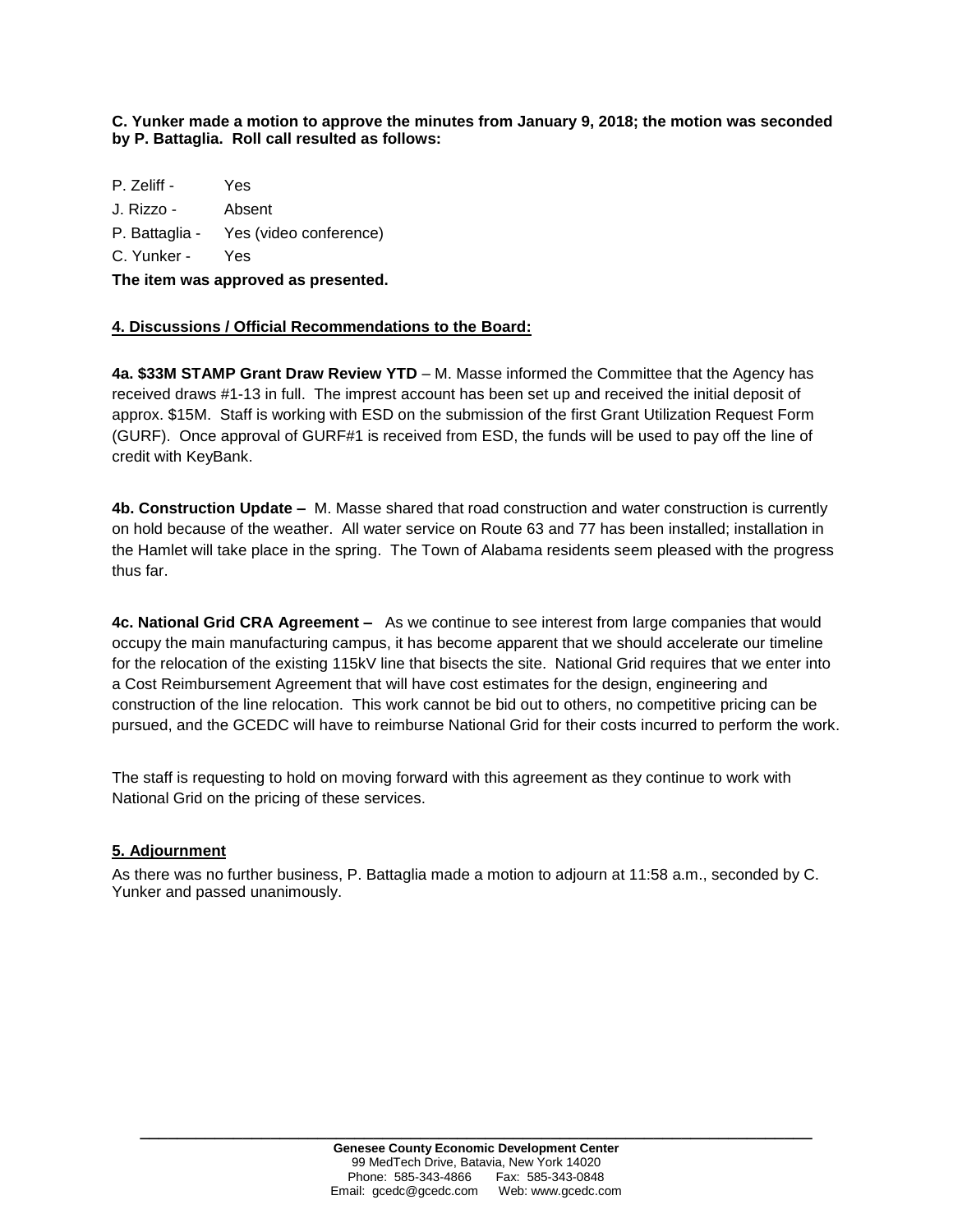**C. Yunker made a motion to approve the minutes from January 9, 2018; the motion was seconded by P. Battaglia. Roll call resulted as follows:**

P. Zeliff - Yes

J. Rizzo - Absent

P. Battaglia - Yes (video conference)

C. Yunker - Yes

**The item was approved as presented.**

**4. Discussions / Official Recommendations to the Board:**

**4a. $33M STAMP Grant Draw Review YTD** – M. Masse informed the Committee that the Agency has received draws #1-13 in full. The imprest account has been set up and received the initial deposit of approx. $15M. Staff is working with ESD on the submission of the first Grant Utilization Request Form (GURF). Once approval of GURF#1 is received from ESD, the funds will be used to pay off the line of credit with KeyBank.

**4b. Construction Update –** M. Masse shared that road construction and water construction is currently on hold because of the weather. All water service on Route 63 and 77 has been installed; installation in the Hamlet will take place in the spring. The Town of Alabama residents seem pleased with the progress thus far.

**4c. National Grid CRA Agreement –** As we continue to see interest from large companies that would occupy the main manufacturing campus, it has become apparent that we should accelerate our timeline for the relocation of the existing 115kV line that bisects the site. National Grid requires that we enter into a Cost Reimbursement Agreement that will have cost estimates for the design, engineering and construction of the line relocation. This work cannot be bid out to others, no competitive pricing can be pursued, and the GCEDC will have to reimburse National Grid for their costs incurred to perform the work.

The staff is requesting to hold on moving forward with this agreement as they continue to work with National Grid on the pricing of these services.

**5. Adjournment**

As there was no further business, P. Battaglia made a motion to adjourn at 11:58 a.m., seconded by C. Yunker and passed unanimously.